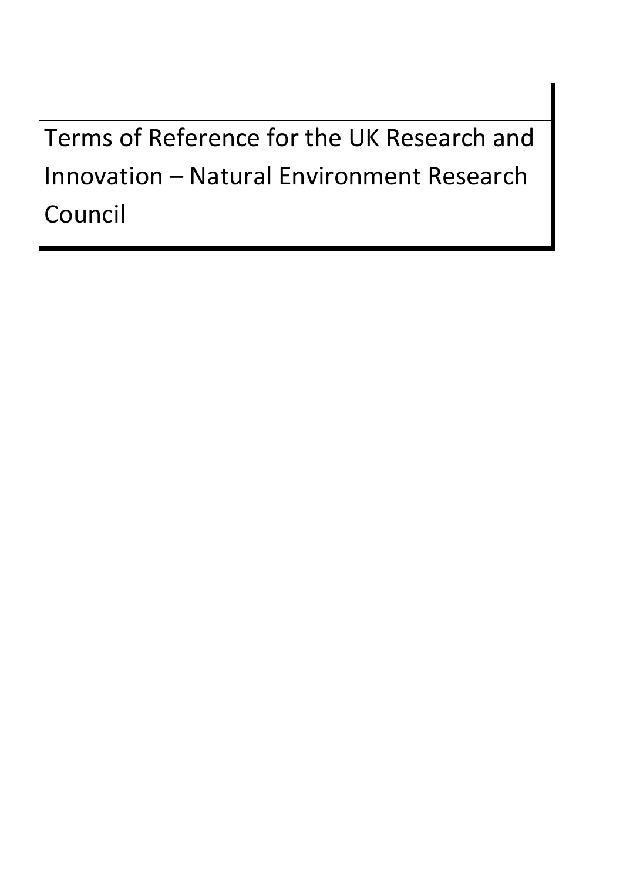# Terms of Reference for the UK Research and Innovation – Natural Environment Research Council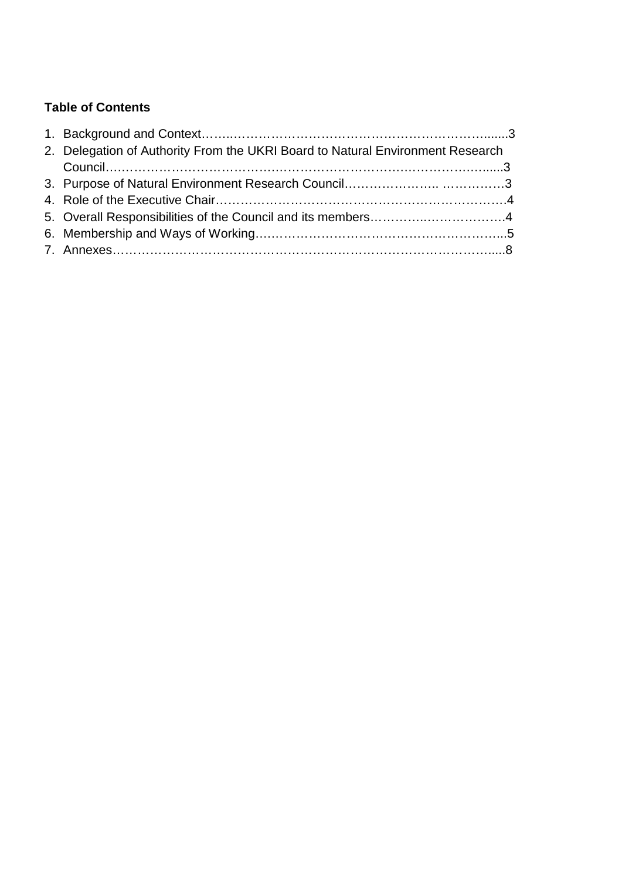**Table of Contents**

1. Background and Context……..…………………………………………………………........3
2. Delegation of Authority From the UKRI Board to Natural Environment Research Council……………………………….……………………………….………………….......3
3. Purpose of Natural Environment Research Council………………….. …………….3
4. Role of the Executive Chair…………………………………………………………….4
5. Overall Responsibilities of the Council and its members…………..……………….4
6. Membership and Ways of Working……………………………………………………..5
7. Annexes…………………………………………………………………………………....8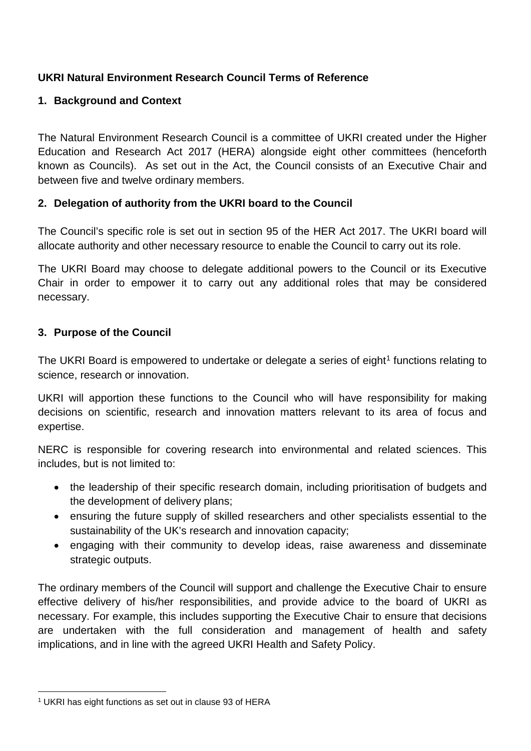**UKRI Natural Environment Research Council Terms of Reference**

## 1. Background and Context

The Natural Environment Research Council is a committee of UKRI created under the Higher Education and Research Act 2017 (HERA) alongside eight other committees (henceforth known as Councils). As set out in the Act, the Council consists of an Executive Chair and between five and twelve ordinary members.

## 2. Delegation of authority from the UKRI board to the Council

The Council's specific role is set out in section 95 of the HER Act 2017. The UKRI board will allocate authority and other necessary resource to enable the Council to carry out its role.

The UKRI Board may choose to delegate additional powers to the Council or its Executive Chair in order to empower it to carry out any additional roles that may be considered necessary.

## 3. Purpose of the Council

The UKRI Board is empowered to undertake or delegate a series of eight[1] functions relating to science, research or innovation.

UKRI will apportion these functions to the Council who will have responsibility for making decisions on scientific, research and innovation matters relevant to its area of focus and expertise.

NERC is responsible for covering research into environmental and related sciences. This includes, but is not limited to:

- the leadership of their specific research domain, including prioritisation of budgets and the development of delivery plans;
- ensuring the future supply of skilled researchers and other specialists essential to the sustainability of the UK's research and innovation capacity;
- engaging with their community to develop ideas, raise awareness and disseminate strategic outputs.

The ordinary members of the Council will support and challenge the Executive Chair to ensure effective delivery of his/her responsibilities, and provide advice to the board of UKRI as necessary. For example, this includes supporting the Executive Chair to ensure that decisions are undertaken with the full consideration and management of health and safety implications, and in line with the agreed UKRI Health and Safety Policy.

[1] UKRI has eight functions as set out in clause 93 of HERA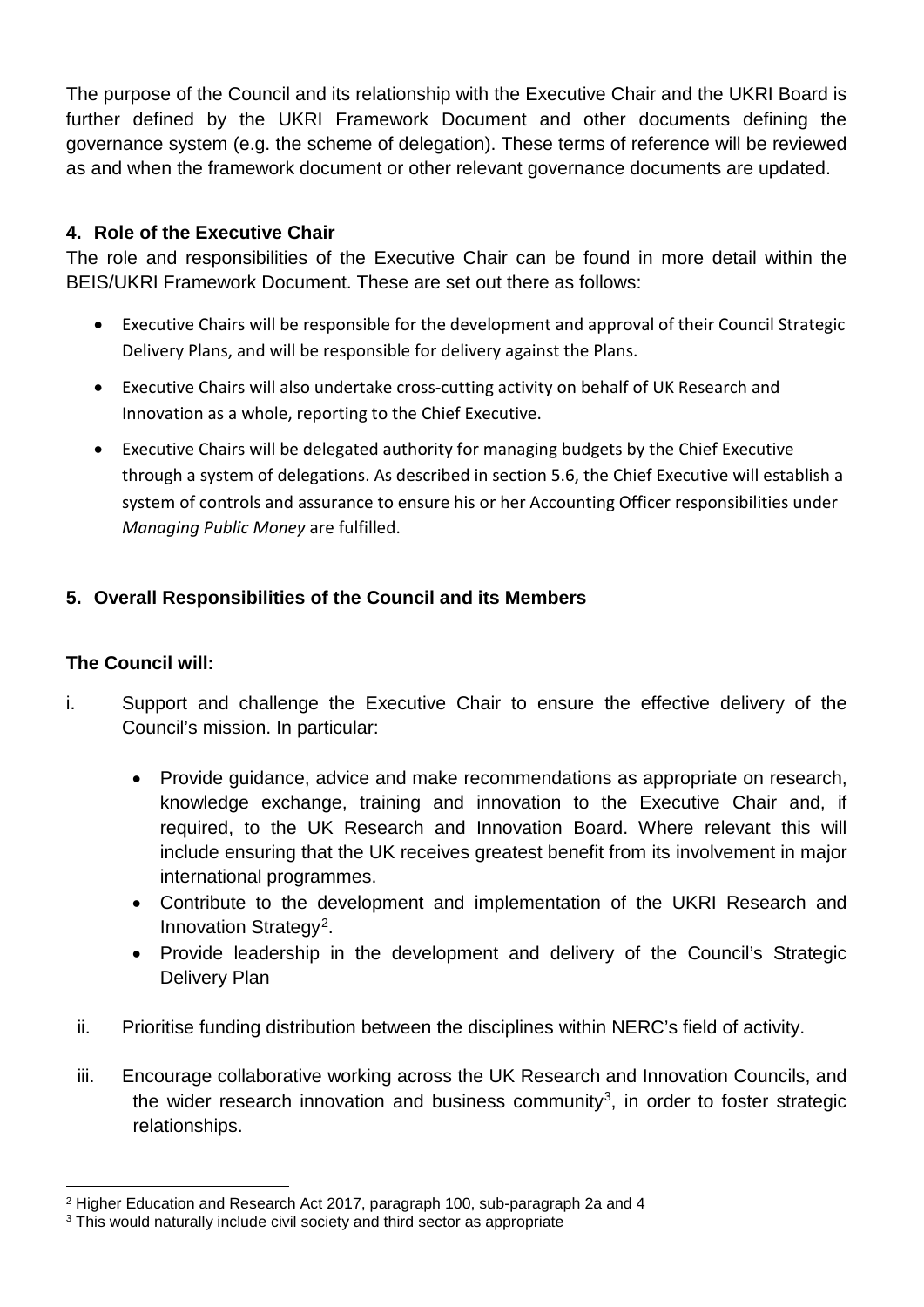The purpose of the Council and its relationship with the Executive Chair and the UKRI Board is further defined by the UKRI Framework Document and other documents defining the governance system (e.g. the scheme of delegation). These terms of reference will be reviewed as and when the framework document or other relevant governance documents are updated.

## 4. Role of the Executive Chair

The role and responsibilities of the Executive Chair can be found in more detail within the BEIS/UKRI Framework Document. These are set out there as follows:

- Executive Chairs will be responsible for the development and approval of their Council Strategic Delivery Plans, and will be responsible for delivery against the Plans.
- Executive Chairs will also undertake cross-cutting activity on behalf of UK Research and Innovation as a whole, reporting to the Chief Executive.
- Executive Chairs will be delegated authority for managing budgets by the Chief Executive through a system of delegations. As described in section 5.6, the Chief Executive will establish a system of controls and assurance to ensure his or her Accounting Officer responsibilities under *Managing Public Money* are fulfilled.

## 5. Overall Responsibilities of the Council and its Members

### The Council will:

i. Support and challenge the Executive Chair to ensure the effective delivery of the Council's mission. In particular:

   - Provide guidance, advice and make recommendations as appropriate on research, knowledge exchange, training and innovation to the Executive Chair and, if required, to the UK Research and Innovation Board. Where relevant this will include ensuring that the UK receives greatest benefit from its involvement in major international programmes.
   - Contribute to the development and implementation of the UKRI Research and Innovation Strategy[2].
   - Provide leadership in the development and delivery of the Council's Strategic Delivery Plan

ii. Prioritise funding distribution between the disciplines within NERC's field of activity.

iii. Encourage collaborative working across the UK Research and Innovation Councils, and the wider research innovation and business community[3], in order to foster strategic relationships.

---

[2] Higher Education and Research Act 2017, paragraph 100, sub-paragraph 2a and 4

[3] This would naturally include civil society and third sector as appropriate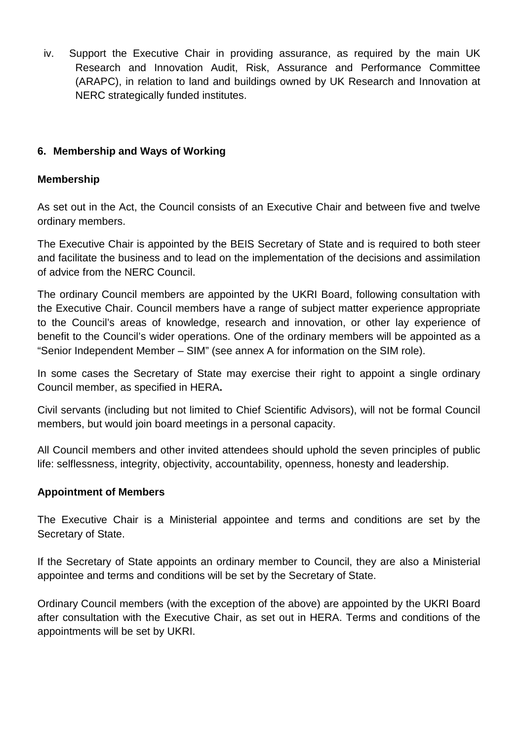iv. Support the Executive Chair in providing assurance, as required by the main UK Research and Innovation Audit, Risk, Assurance and Performance Committee (ARAPC), in relation to land and buildings owned by UK Research and Innovation at NERC strategically funded institutes.

## 6. Membership and Ways of Working

### Membership

As set out in the Act, the Council consists of an Executive Chair and between five and twelve ordinary members.

The Executive Chair is appointed by the BEIS Secretary of State and is required to both steer and facilitate the business and to lead on the implementation of the decisions and assimilation of advice from the NERC Council.

The ordinary Council members are appointed by the UKRI Board, following consultation with the Executive Chair. Council members have a range of subject matter experience appropriate to the Council's areas of knowledge, research and innovation, or other lay experience of benefit to the Council's wider operations. One of the ordinary members will be appointed as a "Senior Independent Member – SIM" (see annex A for information on the SIM role).

In some cases the Secretary of State may exercise their right to appoint a single ordinary Council member, as specified in HERA**.**

Civil servants (including but not limited to Chief Scientific Advisors), will not be formal Council members, but would join board meetings in a personal capacity.

All Council members and other invited attendees should uphold the seven principles of public life: selflessness, integrity, objectivity, accountability, openness, honesty and leadership.

### Appointment of Members

The Executive Chair is a Ministerial appointee and terms and conditions are set by the Secretary of State.

If the Secretary of State appoints an ordinary member to Council, they are also a Ministerial appointee and terms and conditions will be set by the Secretary of State.

Ordinary Council members (with the exception of the above) are appointed by the UKRI Board after consultation with the Executive Chair, as set out in HERA. Terms and conditions of the appointments will be set by UKRI.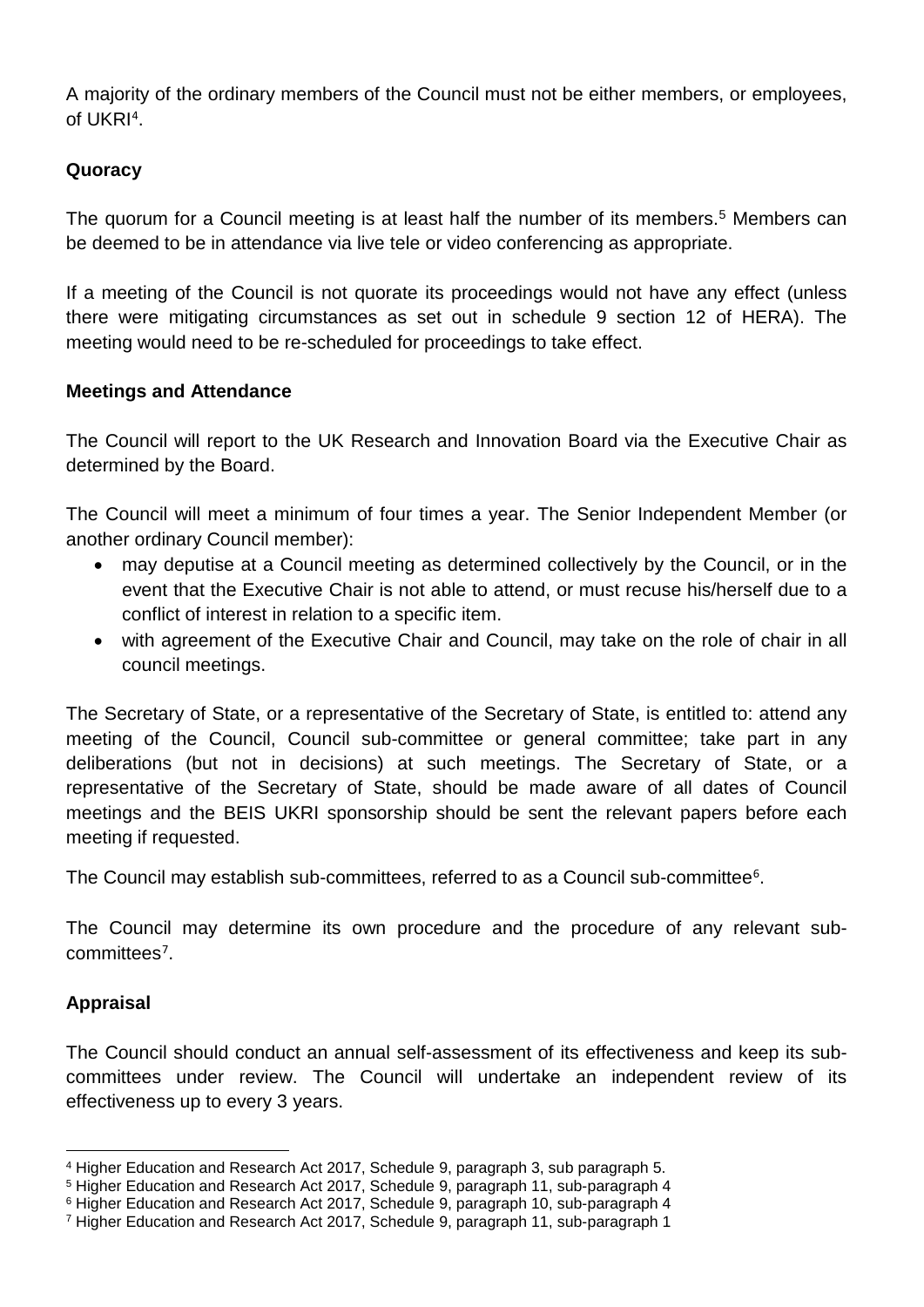A majority of the ordinary members of the Council must not be either members, or employees, of UKRI[4].

**Quoracy**

The quorum for a Council meeting is at least half the number of its members.[5] Members can be deemed to be in attendance via live tele or video conferencing as appropriate.

If a meeting of the Council is not quorate its proceedings would not have any effect (unless there were mitigating circumstances as set out in schedule 9 section 12 of HERA). The meeting would need to be re-scheduled for proceedings to take effect.

**Meetings and Attendance**

The Council will report to the UK Research and Innovation Board via the Executive Chair as determined by the Board.

The Council will meet a minimum of four times a year. The Senior Independent Member (or another ordinary Council member):

- may deputise at a Council meeting as determined collectively by the Council, or in the event that the Executive Chair is not able to attend, or must recuse his/herself due to a conflict of interest in relation to a specific item.
- with agreement of the Executive Chair and Council, may take on the role of chair in all council meetings.

The Secretary of State, or a representative of the Secretary of State, is entitled to: attend any meeting of the Council, Council sub-committee or general committee; take part in any deliberations (but not in decisions) at such meetings. The Secretary of State, or a representative of the Secretary of State, should be made aware of all dates of Council meetings and the BEIS UKRI sponsorship should be sent the relevant papers before each meeting if requested.

The Council may establish sub-committees, referred to as a Council sub-committee[6].

The Council may determine its own procedure and the procedure of any relevant sub-committees[7].

**Appraisal**

The Council should conduct an annual self-assessment of its effectiveness and keep its sub-committees under review. The Council will undertake an independent review of its effectiveness up to every 3 years.

---

[4] Higher Education and Research Act 2017, Schedule 9, paragraph 3, sub paragraph 5.

[5] Higher Education and Research Act 2017, Schedule 9, paragraph 11, sub-paragraph 4

[6] Higher Education and Research Act 2017, Schedule 9, paragraph 10, sub-paragraph 4

[7] Higher Education and Research Act 2017, Schedule 9, paragraph 11, sub-paragraph 1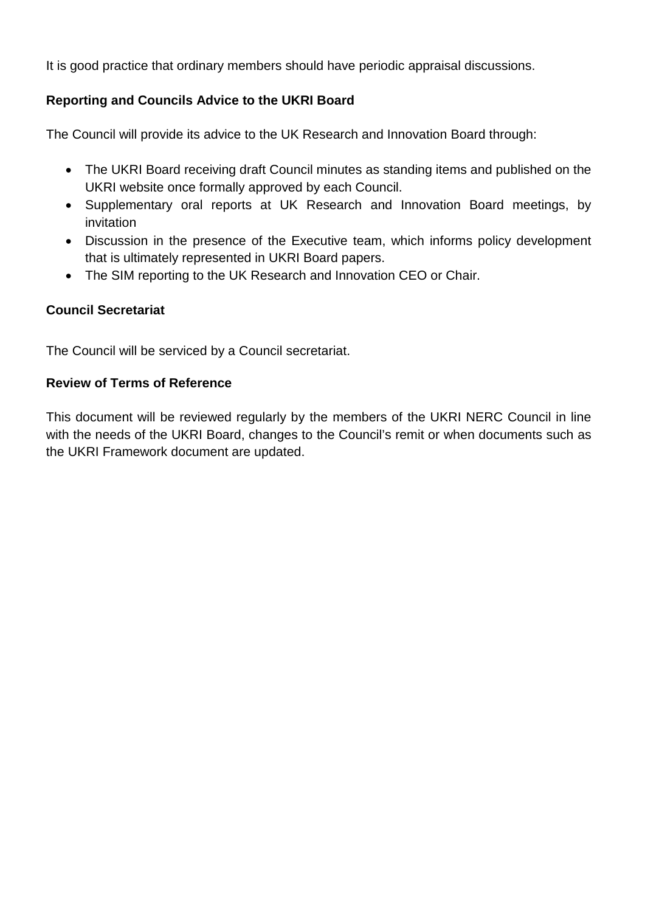It is good practice that ordinary members should have periodic appraisal discussions.

**Reporting and Councils Advice to the UKRI Board**

The Council will provide its advice to the UK Research and Innovation Board through:

- The UKRI Board receiving draft Council minutes as standing items and published on the UKRI website once formally approved by each Council.
- Supplementary oral reports at UK Research and Innovation Board meetings, by invitation
- Discussion in the presence of the Executive team, which informs policy development that is ultimately represented in UKRI Board papers.
- The SIM reporting to the UK Research and Innovation CEO or Chair.

**Council Secretariat**

The Council will be serviced by a Council secretariat.

**Review of Terms of Reference**

This document will be reviewed regularly by the members of the UKRI NERC Council in line with the needs of the UKRI Board, changes to the Council's remit or when documents such as the UKRI Framework document are updated.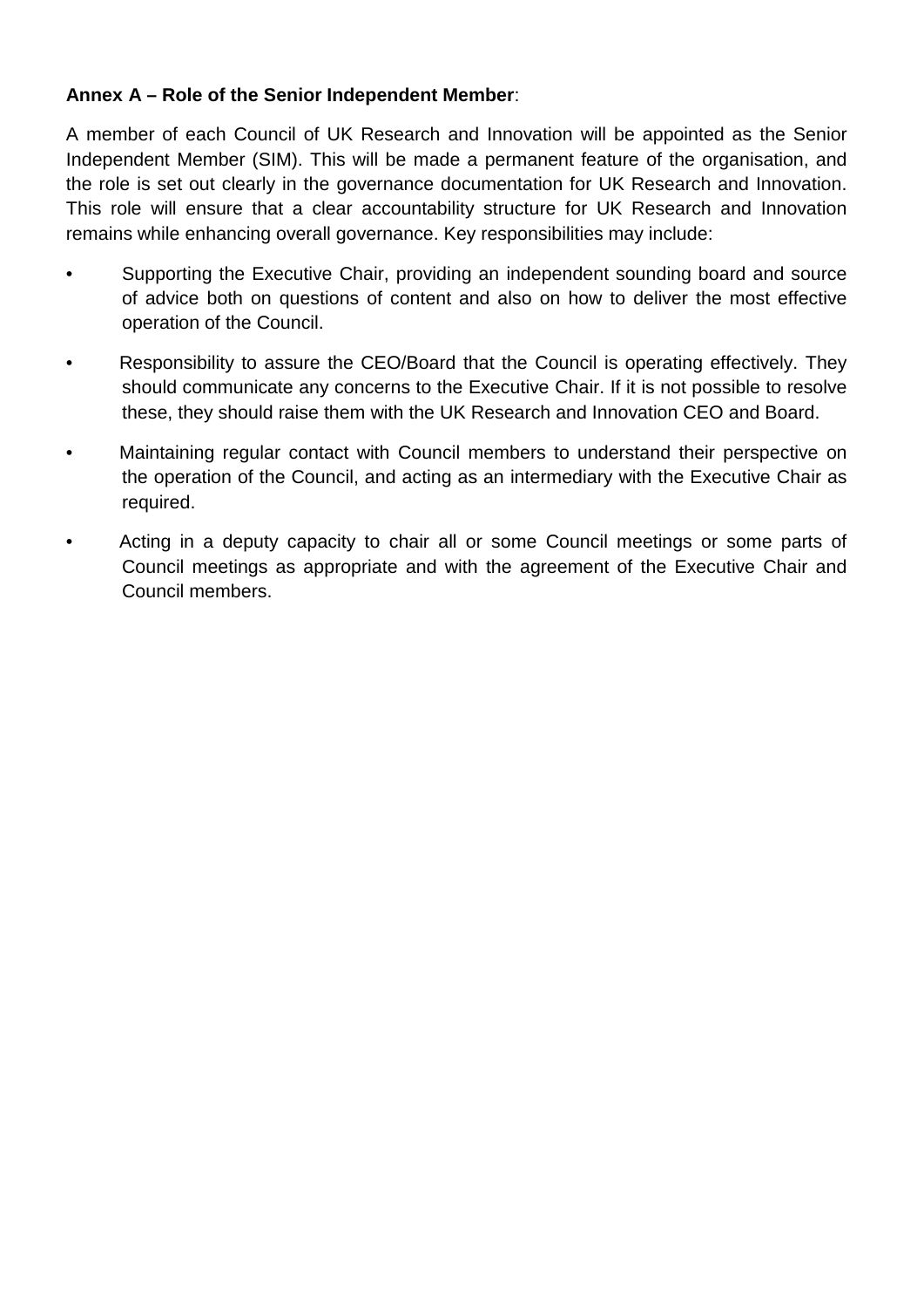**Annex A – Role of the Senior Independent Member**:

A member of each Council of UK Research and Innovation will be appointed as the Senior Independent Member (SIM). This will be made a permanent feature of the organisation, and the role is set out clearly in the governance documentation for UK Research and Innovation. This role will ensure that a clear accountability structure for UK Research and Innovation remains while enhancing overall governance. Key responsibilities may include:

- Supporting the Executive Chair, providing an independent sounding board and source of advice both on questions of content and also on how to deliver the most effective operation of the Council.
- Responsibility to assure the CEO/Board that the Council is operating effectively. They should communicate any concerns to the Executive Chair. If it is not possible to resolve these, they should raise them with the UK Research and Innovation CEO and Board.
- Maintaining regular contact with Council members to understand their perspective on the operation of the Council, and acting as an intermediary with the Executive Chair as required.
- Acting in a deputy capacity to chair all or some Council meetings or some parts of Council meetings as appropriate and with the agreement of the Executive Chair and Council members.